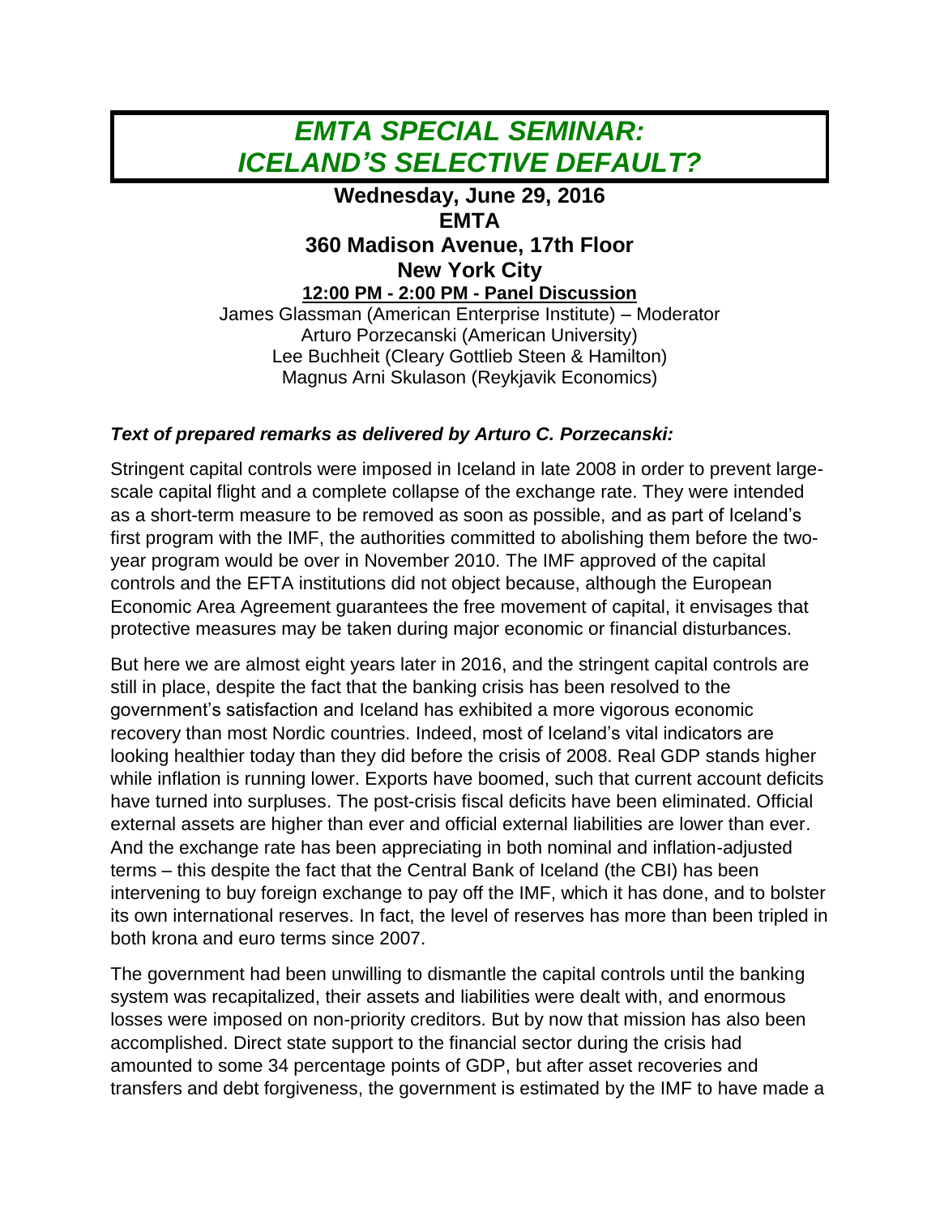# *EMTA SPECIAL SEMINAR: ICELAND'S SELECTIVE DEFAULT?*

**Wednesday, June 29, 2016**
**EMTA**
**360 Madison Avenue, 17th Floor**
**New York City**

**12:00 PM - 2:00 PM - Panel Discussion**

James Glassman (American Enterprise Institute) – Moderator
Arturo Porzecanski (American University)
Lee Buchheit (Cleary Gottlieb Steen & Hamilton)
Magnus Arni Skulason (Reykjavik Economics)

***Text of prepared remarks as delivered by Arturo C. Porzecanski:***

Stringent capital controls were imposed in Iceland in late 2008 in order to prevent large-scale capital flight and a complete collapse of the exchange rate. They were intended as a short-term measure to be removed as soon as possible, and as part of Iceland's first program with the IMF, the authorities committed to abolishing them before the two-year program would be over in November 2010. The IMF approved of the capital controls and the EFTA institutions did not object because, although the European Economic Area Agreement guarantees the free movement of capital, it envisages that protective measures may be taken during major economic or financial disturbances.

But here we are almost eight years later in 2016, and the stringent capital controls are still in place, despite the fact that the banking crisis has been resolved to the government's satisfaction and Iceland has exhibited a more vigorous economic recovery than most Nordic countries. Indeed, most of Iceland's vital indicators are looking healthier today than they did before the crisis of 2008. Real GDP stands higher while inflation is running lower. Exports have boomed, such that current account deficits have turned into surpluses. The post-crisis fiscal deficits have been eliminated. Official external assets are higher than ever and official external liabilities are lower than ever. And the exchange rate has been appreciating in both nominal and inflation-adjusted terms – this despite the fact that the Central Bank of Iceland (the CBI) has been intervening to buy foreign exchange to pay off the IMF, which it has done, and to bolster its own international reserves. In fact, the level of reserves has more than been tripled in both krona and euro terms since 2007.

The government had been unwilling to dismantle the capital controls until the banking system was recapitalized, their assets and liabilities were dealt with, and enormous losses were imposed on non-priority creditors. But by now that mission has also been accomplished. Direct state support to the financial sector during the crisis had amounted to some 34 percentage points of GDP, but after asset recoveries and transfers and debt forgiveness, the government is estimated by the IMF to have made a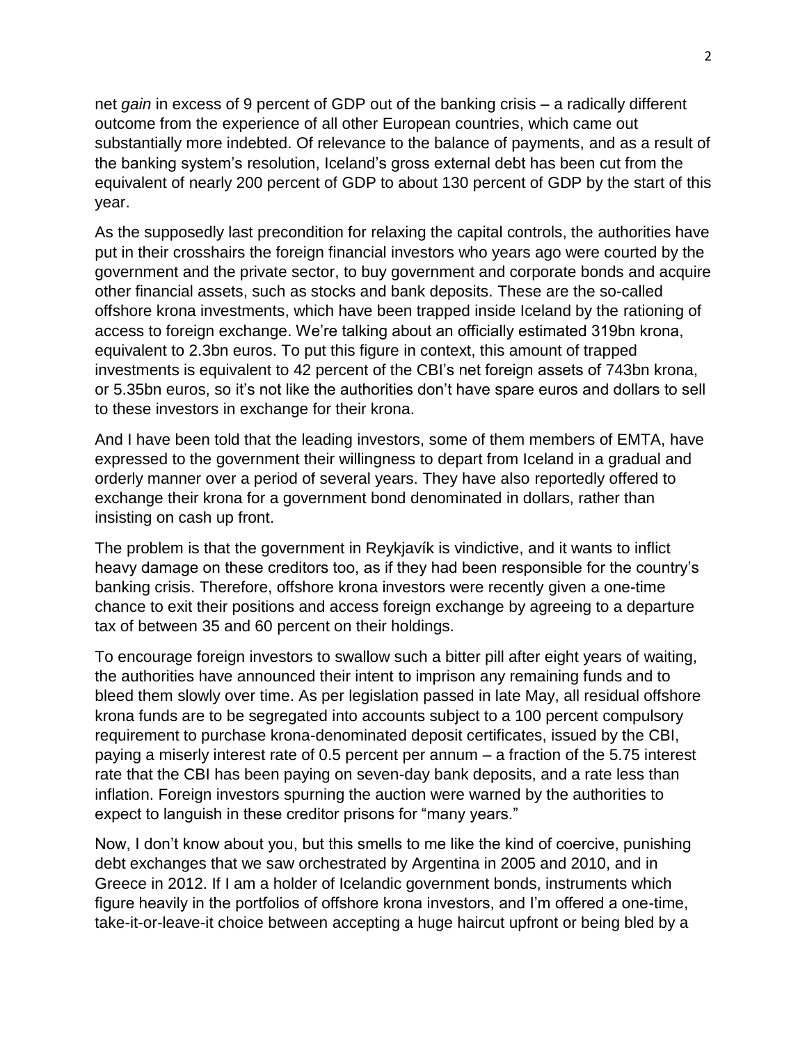net *gain* in excess of 9 percent of GDP out of the banking crisis – a radically different outcome from the experience of all other European countries, which came out substantially more indebted. Of relevance to the balance of payments, and as a result of the banking system's resolution, Iceland's gross external debt has been cut from the equivalent of nearly 200 percent of GDP to about 130 percent of GDP by the start of this year.

As the supposedly last precondition for relaxing the capital controls, the authorities have put in their crosshairs the foreign financial investors who years ago were courted by the government and the private sector, to buy government and corporate bonds and acquire other financial assets, such as stocks and bank deposits. These are the so-called offshore krona investments, which have been trapped inside Iceland by the rationing of access to foreign exchange. We're talking about an officially estimated 319bn krona, equivalent to 2.3bn euros. To put this figure in context, this amount of trapped investments is equivalent to 42 percent of the CBI's net foreign assets of 743bn krona, or 5.35bn euros, so it's not like the authorities don't have spare euros and dollars to sell to these investors in exchange for their krona.

And I have been told that the leading investors, some of them members of EMTA, have expressed to the government their willingness to depart from Iceland in a gradual and orderly manner over a period of several years. They have also reportedly offered to exchange their krona for a government bond denominated in dollars, rather than insisting on cash up front.

The problem is that the government in Reykjavík is vindictive, and it wants to inflict heavy damage on these creditors too, as if they had been responsible for the country's banking crisis. Therefore, offshore krona investors were recently given a one-time chance to exit their positions and access foreign exchange by agreeing to a departure tax of between 35 and 60 percent on their holdings.

To encourage foreign investors to swallow such a bitter pill after eight years of waiting, the authorities have announced their intent to imprison any remaining funds and to bleed them slowly over time. As per legislation passed in late May, all residual offshore krona funds are to be segregated into accounts subject to a 100 percent compulsory requirement to purchase krona-denominated deposit certificates, issued by the CBI, paying a miserly interest rate of 0.5 percent per annum – a fraction of the 5.75 interest rate that the CBI has been paying on seven-day bank deposits, and a rate less than inflation. Foreign investors spurning the auction were warned by the authorities to expect to languish in these creditor prisons for "many years."

Now, I don't know about you, but this smells to me like the kind of coercive, punishing debt exchanges that we saw orchestrated by Argentina in 2005 and 2010, and in Greece in 2012. If I am a holder of Icelandic government bonds, instruments which figure heavily in the portfolios of offshore krona investors, and I'm offered a one-time, take-it-or-leave-it choice between accepting a huge haircut upfront or being bled by a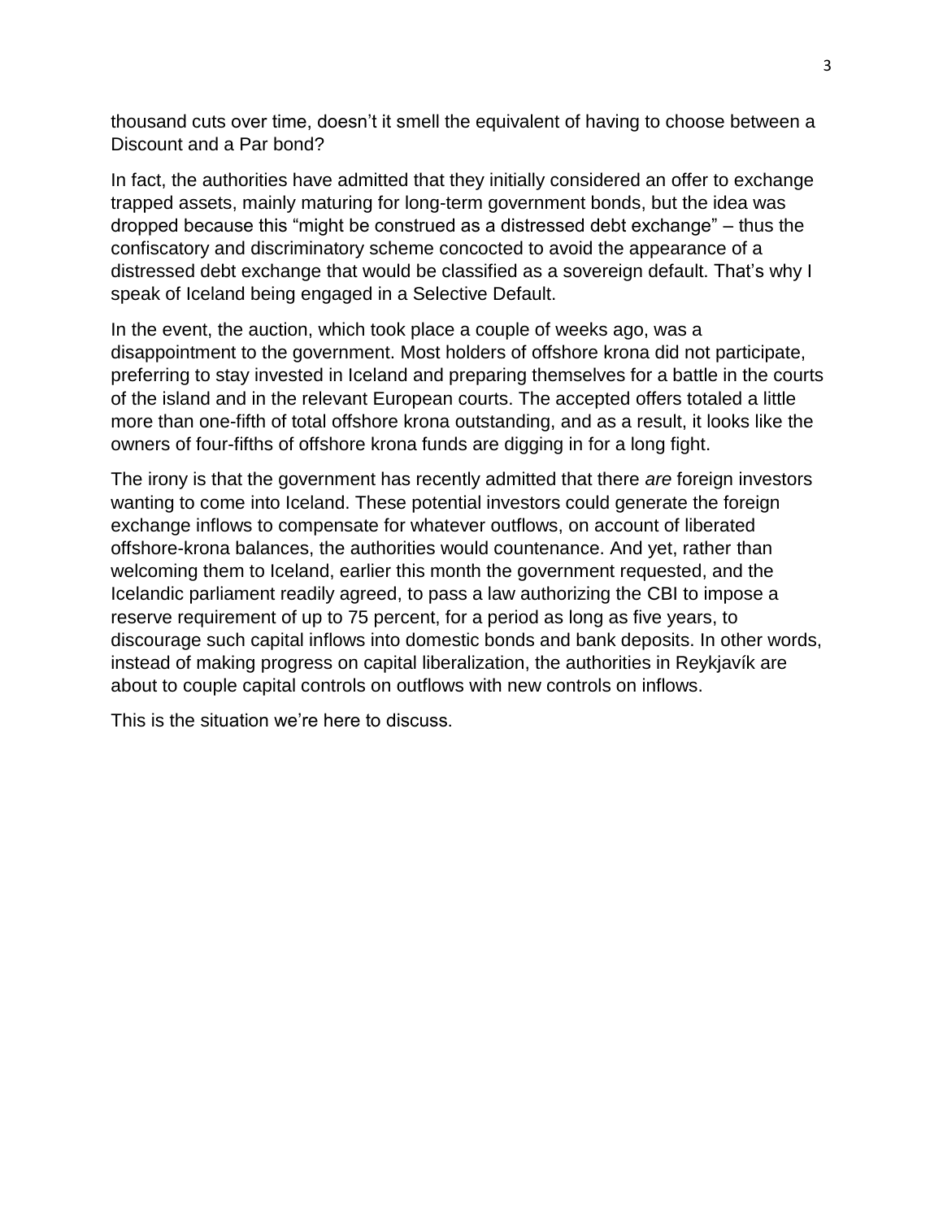thousand cuts over time, doesn't it smell the equivalent of having to choose between a Discount and a Par bond?

In fact, the authorities have admitted that they initially considered an offer to exchange trapped assets, mainly maturing for long-term government bonds, but the idea was dropped because this "might be construed as a distressed debt exchange" – thus the confiscatory and discriminatory scheme concocted to avoid the appearance of a distressed debt exchange that would be classified as a sovereign default. That's why I speak of Iceland being engaged in a Selective Default.

In the event, the auction, which took place a couple of weeks ago, was a disappointment to the government. Most holders of offshore krona did not participate, preferring to stay invested in Iceland and preparing themselves for a battle in the courts of the island and in the relevant European courts. The accepted offers totaled a little more than one-fifth of total offshore krona outstanding, and as a result, it looks like the owners of four-fifths of offshore krona funds are digging in for a long fight.

The irony is that the government has recently admitted that there *are* foreign investors wanting to come into Iceland. These potential investors could generate the foreign exchange inflows to compensate for whatever outflows, on account of liberated offshore-krona balances, the authorities would countenance. And yet, rather than welcoming them to Iceland, earlier this month the government requested, and the Icelandic parliament readily agreed, to pass a law authorizing the CBI to impose a reserve requirement of up to 75 percent, for a period as long as five years, to discourage such capital inflows into domestic bonds and bank deposits. In other words, instead of making progress on capital liberalization, the authorities in Reykjavík are about to couple capital controls on outflows with new controls on inflows.

This is the situation we're here to discuss.